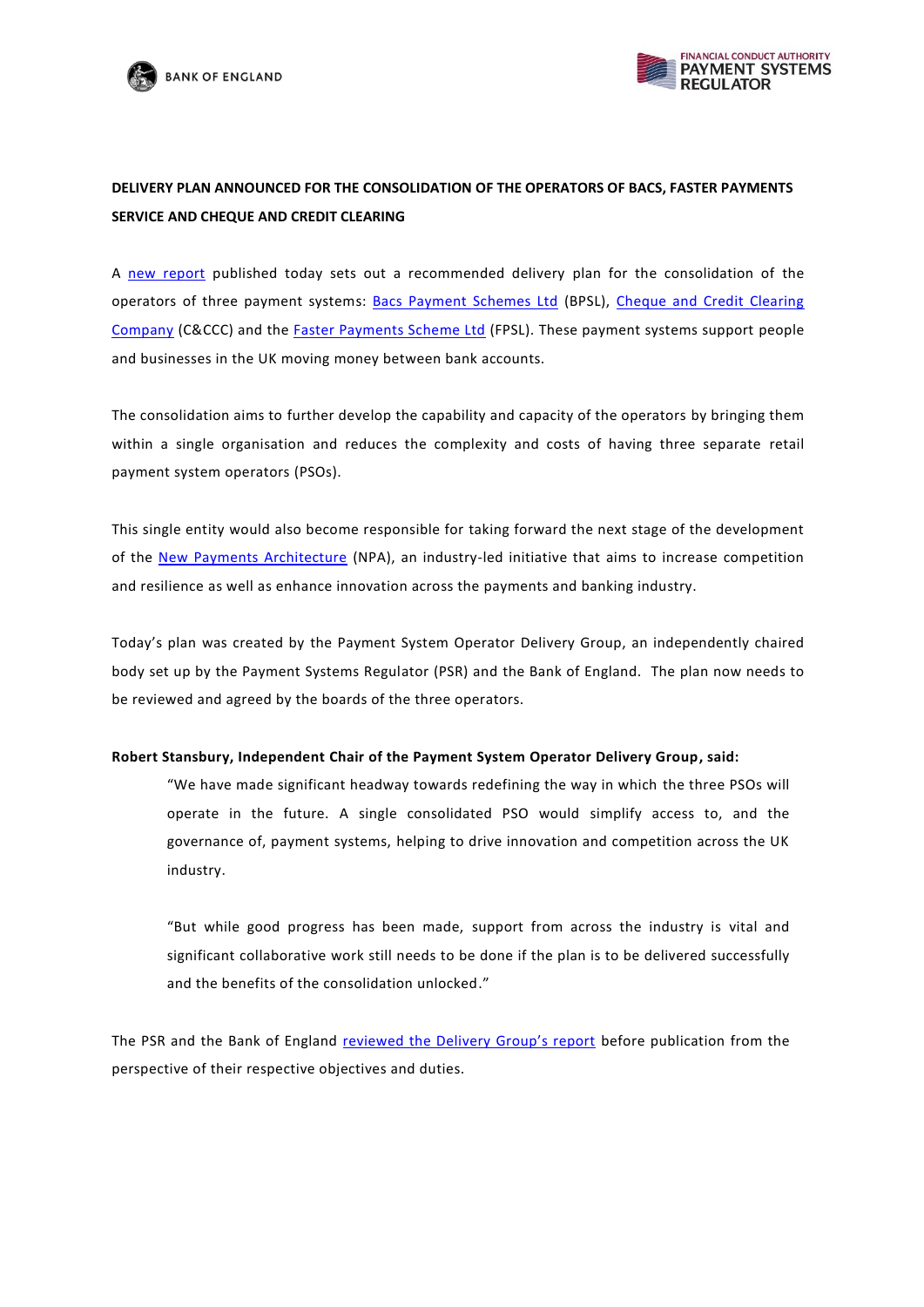**DELIVERY PLAN ANNOUNCED FOR THE CONSOLIDATION OF THE OPERATORS OF BACS, FASTER PAYMENTS SERVICE AND CHEQUE AND CREDIT CLEARING**

A new report published today sets out a recommended delivery plan for the consolidation of the operators of three payment systems: Bacs Payment Schemes Ltd (BPSL), Cheque and Credit Clearing Company (C&CCC) and the Faster Payments Scheme Ltd (FPSL). These payment systems support people and businesses in the UK moving money between bank accounts.

The consolidation aims to further develop the capability and capacity of the operators by bringing them within a single organisation and reduces the complexity and costs of having three separate retail payment system operators (PSOs).

This single entity would also become responsible for taking forward the next stage of the development of the New Payments Architecture (NPA), an industry-led initiative that aims to increase competition and resilience as well as enhance innovation across the payments and banking industry.

Today's plan was created by the Payment System Operator Delivery Group, an independently chaired body set up by the Payment Systems Regulator (PSR) and the Bank of England. The plan now needs to be reviewed and agreed by the boards of the three operators.

**Robert Stansbury, Independent Chair of the Payment System Operator Delivery Group, said:**

> "We have made significant headway towards redefining the way in which the three PSOs will operate in the future. A single consolidated PSO would simplify access to, and the governance of, payment systems, helping to drive innovation and competition across the UK industry.
>
> "But while good progress has been made, support from across the industry is vital and significant collaborative work still needs to be done if the plan is to be delivered successfully and the benefits of the consolidation unlocked."

The PSR and the Bank of England reviewed the Delivery Group's report before publication from the perspective of their respective objectives and duties.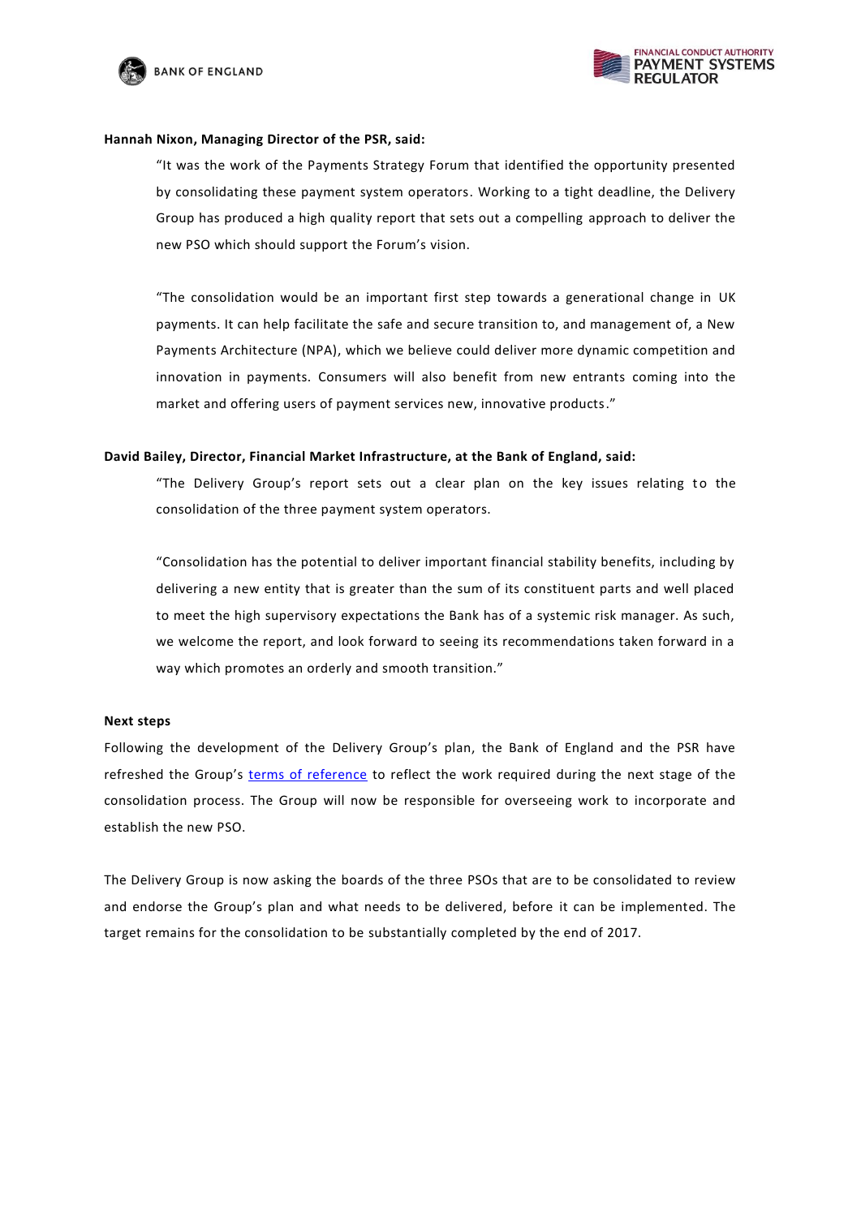**Hannah Nixon, Managing Director of the PSR, said:**

> "It was the work of the Payments Strategy Forum that identified the opportunity presented by consolidating these payment system operators. Working to a tight deadline, the Delivery Group has produced a high quality report that sets out a compelling approach to deliver the new PSO which should support the Forum's vision.
>
> "The consolidation would be an important first step towards a generational change in UK payments. It can help facilitate the safe and secure transition to, and management of, a New Payments Architecture (NPA), which we believe could deliver more dynamic competition and innovation in payments. Consumers will also benefit from new entrants coming into the market and offering users of payment services new, innovative products."

**David Bailey, Director, Financial Market Infrastructure, at the Bank of England, said:**

> "The Delivery Group's report sets out a clear plan on the key issues relating to the consolidation of the three payment system operators.
>
> "Consolidation has the potential to deliver important financial stability benefits, including by delivering a new entity that is greater than the sum of its constituent parts and well placed to meet the high supervisory expectations the Bank has of a systemic risk manager. As such, we welcome the report, and look forward to seeing its recommendations taken forward in a way which promotes an orderly and smooth transition."

**Next steps**

Following the development of the Delivery Group's plan, the Bank of England and the PSR have refreshed the Group's terms of reference to reflect the work required during the next stage of the consolidation process. The Group will now be responsible for overseeing work to incorporate and establish the new PSO.

The Delivery Group is now asking the boards of the three PSOs that are to be consolidated to review and endorse the Group's plan and what needs to be delivered, before it can be implemented. The target remains for the consolidation to be substantially completed by the end of 2017.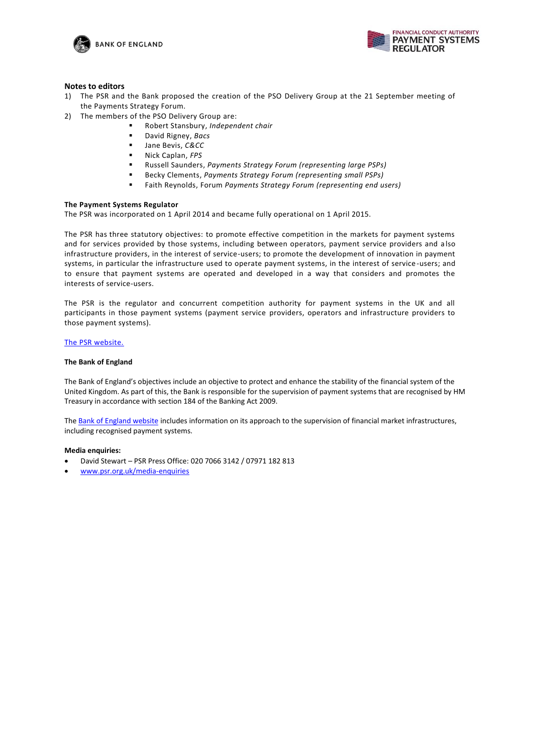**Notes to editors**

1) The PSR and the Bank proposed the creation of the PSO Delivery Group at the 21 September meeting of the Payments Strategy Forum.
2) The members of the PSO Delivery Group are:
    - Robert Stansbury, *Independent chair*
    - David Rigney, *Bacs*
    - Jane Bevis, *C&CC*
    - Nick Caplan, *FPS*
    - Russell Saunders, *Payments Strategy Forum (representing large PSPs)*
    - Becky Clements, *Payments Strategy Forum (representing small PSPs)*
    - Faith Reynolds, Forum *Payments Strategy Forum (representing end users)*

**The Payment Systems Regulator**

The PSR was incorporated on 1 April 2014 and became fully operational on 1 April 2015.

The PSR has three statutory objectives: to promote effective competition in the markets for payment systems and for services provided by those systems, including between operators, payment service providers and also infrastructure providers, in the interest of service-users; to promote the development of innovation in payment systems, in particular the infrastructure used to operate payment systems, in the interest of service-users; and to ensure that payment systems are operated and developed in a way that considers and promotes the interests of service-users.

The PSR is the regulator and concurrent competition authority for payment systems in the UK and all participants in those payment systems (payment service providers, operators and infrastructure providers to those payment systems).

[The PSR website.]

**The Bank of England**

The Bank of England's objectives include an objective to protect and enhance the stability of the financial system of the United Kingdom. As part of this, the Bank is responsible for the supervision of payment systems that are recognised by HM Treasury in accordance with section 184 of the Banking Act 2009.

The [Bank of England website] includes information on its approach to the supervision of financial market infrastructures, including recognised payment systems.

**Media enquiries:**

- David Stewart – PSR Press Office: 020 7066 3142 / 07971 182 813
- www.psr.org.uk/media-enquiries